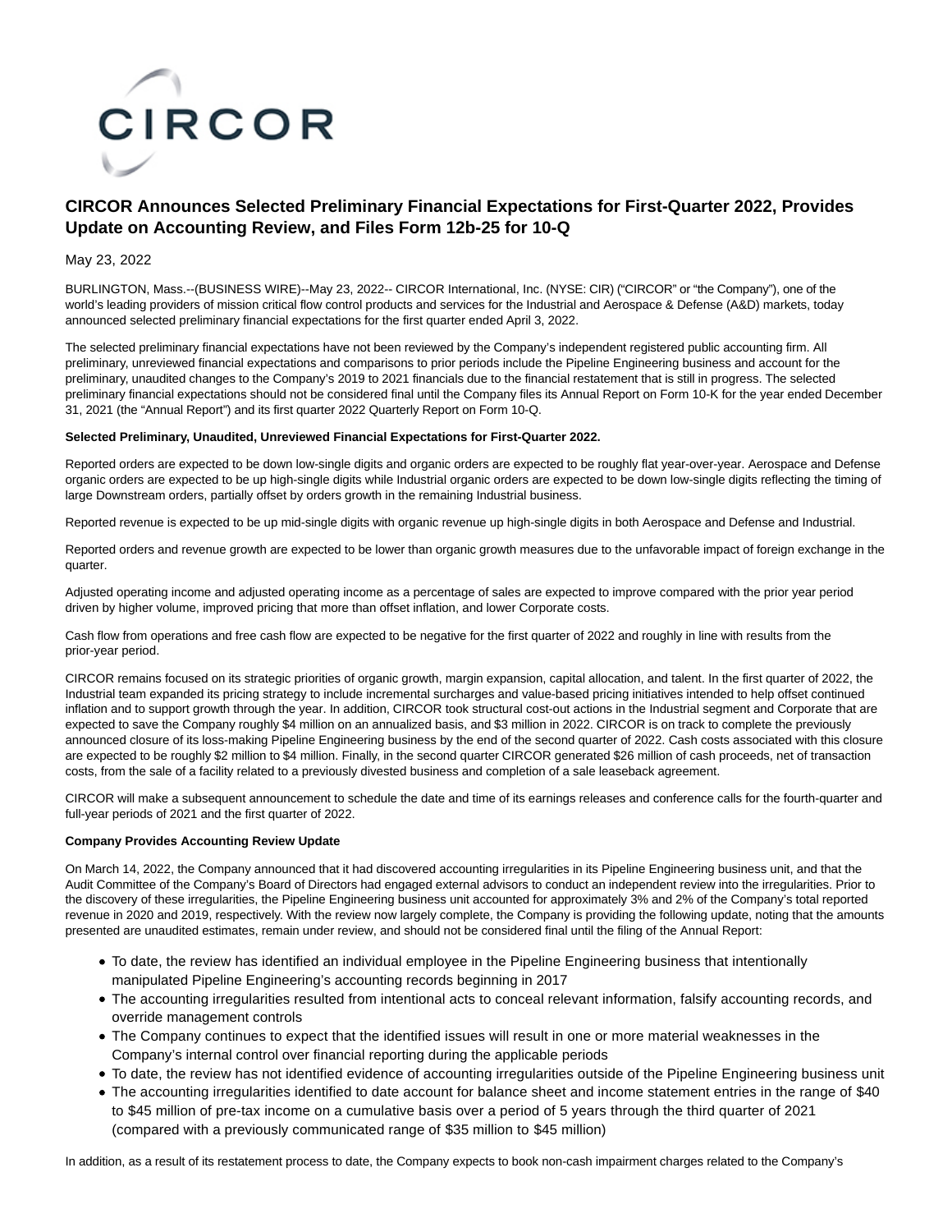# CIRCOR Announces Selected Preliminary Financial Expectations for First-Quarter 2022, Provides Update on Accounting Review, and Files Form 12b-25 for 10-Q

May 23, 2022

BURLINGTON, Mass.--(BUSINESS WIRE)--May 23, 2022-- CIRCOR International, Inc. (NYSE: CIR) ("CIRCOR" or "the Company"), one of the world's leading providers of mission critical flow control products and services for the Industrial and Aerospace & Defense (A&D) markets, today announced selected preliminary financial expectations for the first quarter ended April 3, 2022.

The selected preliminary financial expectations have not been reviewed by the Company's independent registered public accounting firm. All preliminary, unreviewed financial expectations and comparisons to prior periods include the Pipeline Engineering business and account for the preliminary, unaudited changes to the Company's 2019 to 2021 financials due to the financial restatement that is still in progress. The selected preliminary financial expectations should not be considered final until the Company files its Annual Report on Form 10-K for the year ended December 31, 2021 (the "Annual Report") and its first quarter 2022 Quarterly Report on Form 10-Q.

**Selected Preliminary, Unaudited, Unreviewed Financial Expectations for First-Quarter 2022.**

Reported orders are expected to be down low-single digits and organic orders are expected to be roughly flat year-over-year. Aerospace and Defense organic orders are expected to be up high-single digits while Industrial organic orders are expected to be down low-single digits reflecting the timing of large Downstream orders, partially offset by orders growth in the remaining Industrial business.

Reported revenue is expected to be up mid-single digits with organic revenue up high-single digits in both Aerospace and Defense and Industrial.

Reported orders and revenue growth are expected to be lower than organic growth measures due to the unfavorable impact of foreign exchange in the quarter.

Adjusted operating income and adjusted operating income as a percentage of sales are expected to improve compared with the prior year period driven by higher volume, improved pricing that more than offset inflation, and lower Corporate costs.

Cash flow from operations and free cash flow are expected to be negative for the first quarter of 2022 and roughly in line with results from the prior-year period.

CIRCOR remains focused on its strategic priorities of organic growth, margin expansion, capital allocation, and talent. In the first quarter of 2022, the Industrial team expanded its pricing strategy to include incremental surcharges and value-based pricing initiatives intended to help offset continued inflation and to support growth through the year. In addition, CIRCOR took structural cost-out actions in the Industrial segment and Corporate that are expected to save the Company roughly $4 million on an annualized basis, and $3 million in 2022. CIRCOR is on track to complete the previously announced closure of its loss-making Pipeline Engineering business by the end of the second quarter of 2022. Cash costs associated with this closure are expected to be roughly $2 million to $4 million. Finally, in the second quarter CIRCOR generated $26 million of cash proceeds, net of transaction costs, from the sale of a facility related to a previously divested business and completion of a sale leaseback agreement.

CIRCOR will make a subsequent announcement to schedule the date and time of its earnings releases and conference calls for the fourth-quarter and full-year periods of 2021 and the first quarter of 2022.

**Company Provides Accounting Review Update**

On March 14, 2022, the Company announced that it had discovered accounting irregularities in its Pipeline Engineering business unit, and that the Audit Committee of the Company's Board of Directors had engaged external advisors to conduct an independent review into the irregularities. Prior to the discovery of these irregularities, the Pipeline Engineering business unit accounted for approximately 3% and 2% of the Company's total reported revenue in 2020 and 2019, respectively. With the review now largely complete, the Company is providing the following update, noting that the amounts presented are unaudited estimates, remain under review, and should not be considered final until the filing of the Annual Report:

- To date, the review has identified an individual employee in the Pipeline Engineering business that intentionally manipulated Pipeline Engineering's accounting records beginning in 2017
- The accounting irregularities resulted from intentional acts to conceal relevant information, falsify accounting records, and override management controls
- The Company continues to expect that the identified issues will result in one or more material weaknesses in the Company's internal control over financial reporting during the applicable periods
- To date, the review has not identified evidence of accounting irregularities outside of the Pipeline Engineering business unit
- The accounting irregularities identified to date account for balance sheet and income statement entries in the range of $40 to $45 million of pre-tax income on a cumulative basis over a period of 5 years through the third quarter of 2021 (compared with a previously communicated range of $35 million to $45 million)

In addition, as a result of its restatement process to date, the Company expects to book non-cash impairment charges related to the Company's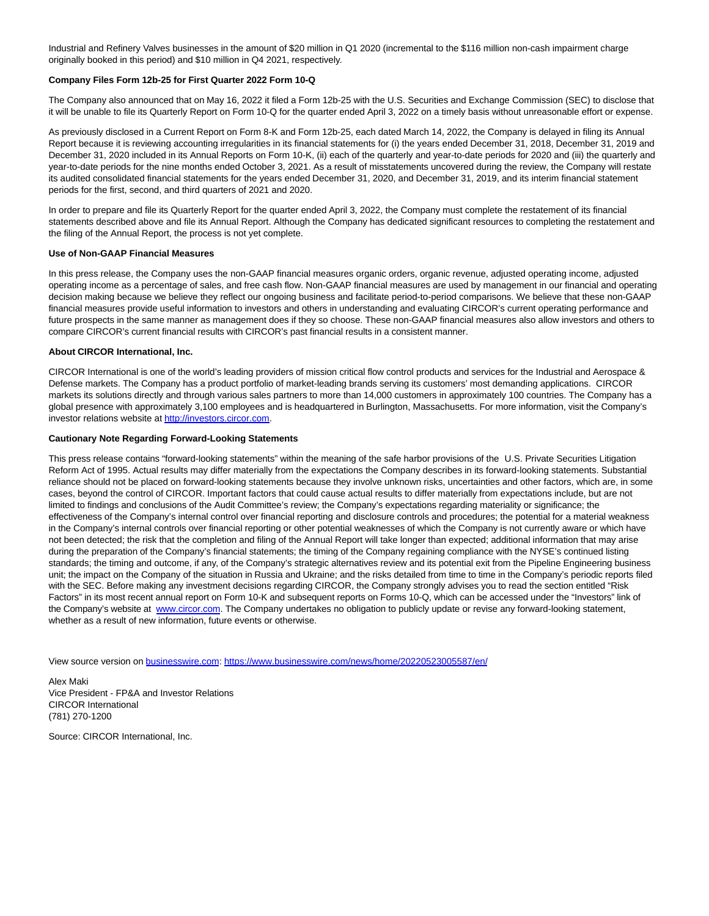Industrial and Refinery Valves businesses in the amount of $20 million in Q1 2020 (incremental to the $116 million non-cash impairment charge originally booked in this period) and $10 million in Q4 2021, respectively.

**Company Files Form 12b-25 for First Quarter 2022 Form 10-Q**

The Company also announced that on May 16, 2022 it filed a Form 12b-25 with the U.S. Securities and Exchange Commission (SEC) to disclose that it will be unable to file its Quarterly Report on Form 10-Q for the quarter ended April 3, 2022 on a timely basis without unreasonable effort or expense.

As previously disclosed in a Current Report on Form 8-K and Form 12b-25, each dated March 14, 2022, the Company is delayed in filing its Annual Report because it is reviewing accounting irregularities in its financial statements for (i) the years ended December 31, 2018, December 31, 2019 and December 31, 2020 included in its Annual Reports on Form 10-K, (ii) each of the quarterly and year-to-date periods for 2020 and (iii) the quarterly and year-to-date periods for the nine months ended October 3, 2021. As a result of misstatements uncovered during the review, the Company will restate its audited consolidated financial statements for the years ended December 31, 2020, and December 31, 2019, and its interim financial statement periods for the first, second, and third quarters of 2021 and 2020.

In order to prepare and file its Quarterly Report for the quarter ended April 3, 2022, the Company must complete the restatement of its financial statements described above and file its Annual Report. Although the Company has dedicated significant resources to completing the restatement and the filing of the Annual Report, the process is not yet complete.

**Use of Non-GAAP Financial Measures**

In this press release, the Company uses the non-GAAP financial measures organic orders, organic revenue, adjusted operating income, adjusted operating income as a percentage of sales, and free cash flow. Non-GAAP financial measures are used by management in our financial and operating decision making because we believe they reflect our ongoing business and facilitate period-to-period comparisons. We believe that these non-GAAP financial measures provide useful information to investors and others in understanding and evaluating CIRCOR's current operating performance and future prospects in the same manner as management does if they so choose. These non-GAAP financial measures also allow investors and others to compare CIRCOR's current financial results with CIRCOR's past financial results in a consistent manner.

**About CIRCOR International, Inc.**

CIRCOR International is one of the world's leading providers of mission critical flow control products and services for the Industrial and Aerospace & Defense markets. The Company has a product portfolio of market-leading brands serving its customers' most demanding applications. CIRCOR markets its solutions directly and through various sales partners to more than 14,000 customers in approximately 100 countries. The Company has a global presence with approximately 3,100 employees and is headquartered in Burlington, Massachusetts. For more information, visit the Company's investor relations website at http://investors.circor.com.

**Cautionary Note Regarding Forward-Looking Statements**

This press release contains "forward-looking statements" within the meaning of the safe harbor provisions of the U.S. Private Securities Litigation Reform Act of 1995. Actual results may differ materially from the expectations the Company describes in its forward-looking statements. Substantial reliance should not be placed on forward-looking statements because they involve unknown risks, uncertainties and other factors, which are, in some cases, beyond the control of CIRCOR. Important factors that could cause actual results to differ materially from expectations include, but are not limited to findings and conclusions of the Audit Committee's review; the Company's expectations regarding materiality or significance; the effectiveness of the Company's internal control over financial reporting and disclosure controls and procedures; the potential for a material weakness in the Company's internal controls over financial reporting or other potential weaknesses of which the Company is not currently aware or which have not been detected; the risk that the completion and filing of the Annual Report will take longer than expected; additional information that may arise during the preparation of the Company's financial statements; the timing of the Company regaining compliance with the NYSE's continued listing standards; the timing and outcome, if any, of the Company's strategic alternatives review and its potential exit from the Pipeline Engineering business unit; the impact on the Company of the situation in Russia and Ukraine; and the risks detailed from time to time in the Company's periodic reports filed with the SEC. Before making any investment decisions regarding CIRCOR, the Company strongly advises you to read the section entitled "Risk Factors" in its most recent annual report on Form 10-K and subsequent reports on Forms 10-Q, which can be accessed under the "Investors" link of the Company's website at www.circor.com. The Company undertakes no obligation to publicly update or revise any forward-looking statement, whether as a result of new information, future events or otherwise.

View source version on businesswire.com: https://www.businesswire.com/news/home/20220523005587/en/

Alex Maki
Vice President - FP&A and Investor Relations
CIRCOR International
(781) 270-1200

Source: CIRCOR International, Inc.